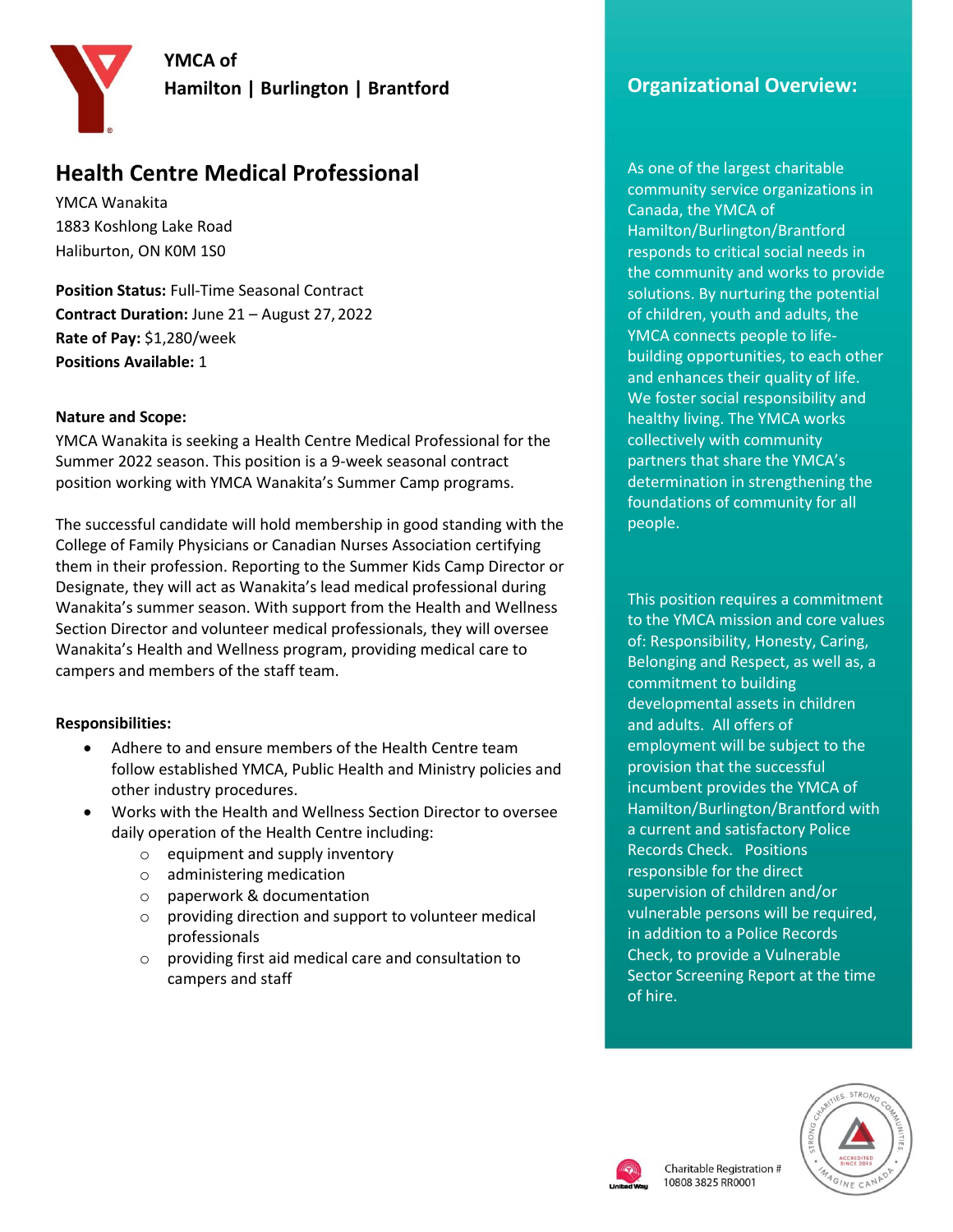**YMCA of**
**Hamilton | Burlington | Brantford**

# Health Centre Medical Professional

YMCA Wanakita
1883 Koshlong Lake Road
Haliburton, ON K0M 1S0

**Position Status:** Full-Time Seasonal Contract
**Contract Duration:** June 21 – August 27, 2022
**Rate of Pay:** $1,280/week
**Positions Available:** 1

**Nature and Scope:**
YMCA Wanakita is seeking a Health Centre Medical Professional for the Summer 2022 season. This position is a 9-week seasonal contract position working with YMCA Wanakita's Summer Camp programs.

The successful candidate will hold membership in good standing with the College of Family Physicians or Canadian Nurses Association certifying them in their profession. Reporting to the Summer Kids Camp Director or Designate, they will act as Wanakita's lead medical professional during Wanakita's summer season. With support from the Health and Wellness Section Director and volunteer medical professionals, they will oversee Wanakita's Health and Wellness program, providing medical care to campers and members of the staff team.

**Responsibilities:**

- Adhere to and ensure members of the Health Centre team follow established YMCA, Public Health and Ministry policies and other industry procedures.
- Works with the Health and Wellness Section Director to oversee daily operation of the Health Centre including:
  - equipment and supply inventory
  - administering medication
  - paperwork & documentation
  - providing direction and support to volunteer medical professionals
  - providing first aid medical care and consultation to campers and staff

## Organizational Overview:

As one of the largest charitable community service organizations in Canada, the YMCA of Hamilton/Burlington/Brantford responds to critical social needs in the community and works to provide solutions. By nurturing the potential of children, youth and adults, the YMCA connects people to life-building opportunities, to each other and enhances their quality of life. We foster social responsibility and healthy living. The YMCA works collectively with community partners that share the YMCA's determination in strengthening the foundations of community for all people.

This position requires a commitment to the YMCA mission and core values of: Responsibility, Honesty, Caring, Belonging and Respect, as well as, a commitment to building developmental assets in children and adults. All offers of employment will be subject to the provision that the successful incumbent provides the YMCA of Hamilton/Burlington/Brantford with a current and satisfactory Police Records Check. Positions responsible for the direct supervision of children and/or vulnerable persons will be required, in addition to a Police Records Check, to provide a Vulnerable Sector Screening Report at the time of hire.

Charitable Registration # 10808 3825 RR0001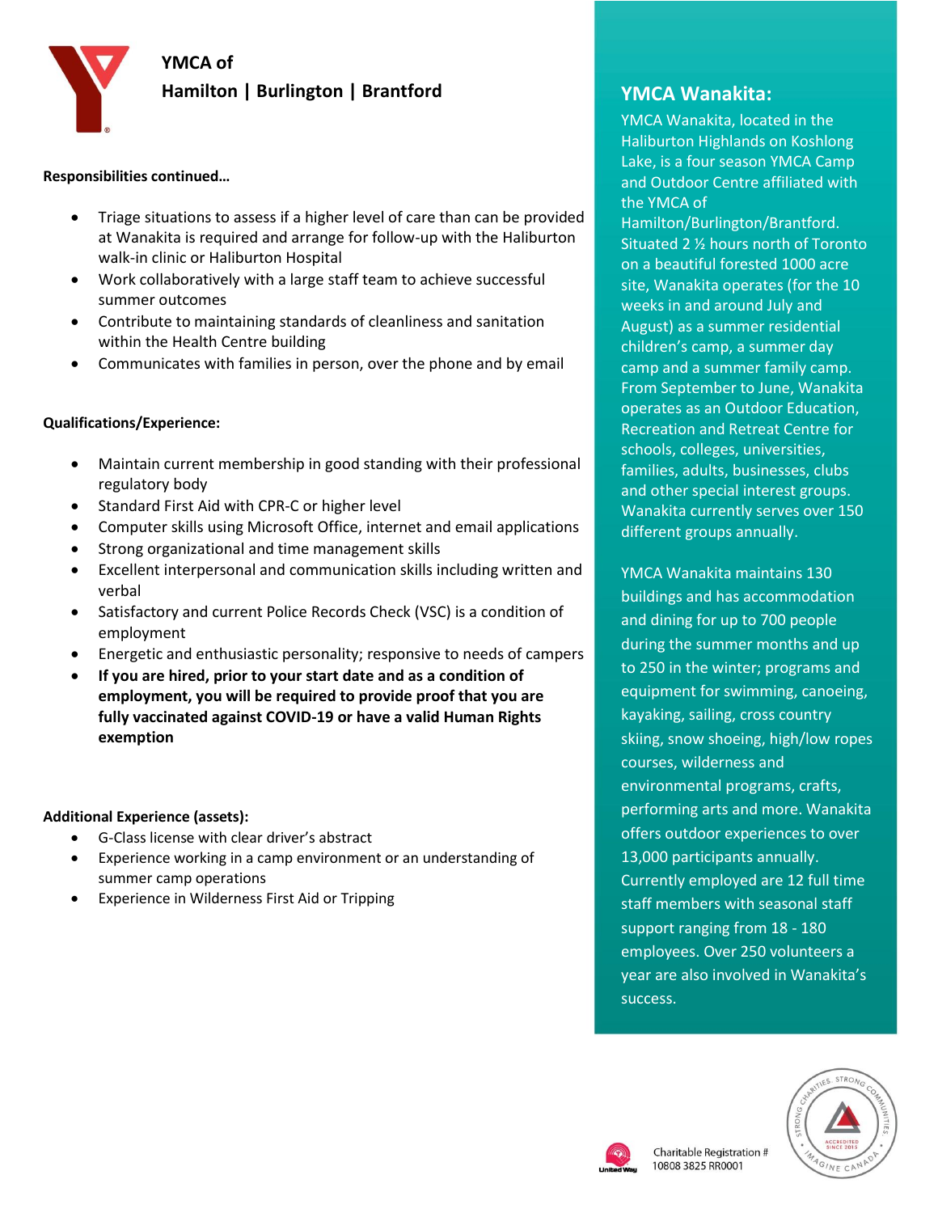**YMCA of**
**Hamilton | Burlington | Brantford**

**Responsibilities continued…**

- Triage situations to assess if a higher level of care than can be provided at Wanakita is required and arrange for follow-up with the Haliburton walk-in clinic or Haliburton Hospital
- Work collaboratively with a large staff team to achieve successful summer outcomes
- Contribute to maintaining standards of cleanliness and sanitation within the Health Centre building
- Communicates with families in person, over the phone and by email

**Qualifications/Experience:**

- Maintain current membership in good standing with their professional regulatory body
- Standard First Aid with CPR-C or higher level
- Computer skills using Microsoft Office, internet and email applications
- Strong organizational and time management skills
- Excellent interpersonal and communication skills including written and verbal
- Satisfactory and current Police Records Check (VSC) is a condition of employment
- Energetic and enthusiastic personality; responsive to needs of campers
- **If you are hired, prior to your start date and as a condition of employment, you will be required to provide proof that you are fully vaccinated against COVID-19 or have a valid Human Rights exemption**

**Additional Experience (assets):**

- G-Class license with clear driver's abstract
- Experience working in a camp environment or an understanding of summer camp operations
- Experience in Wilderness First Aid or Tripping

## YMCA Wanakita:

YMCA Wanakita, located in the Haliburton Highlands on Koshlong Lake, is a four season YMCA Camp and Outdoor Centre affiliated with the YMCA of Hamilton/Burlington/Brantford. Situated 2 ½ hours north of Toronto on a beautiful forested 1000 acre site, Wanakita operates (for the 10 weeks in and around July and August) as a summer residential children's camp, a summer day camp and a summer family camp. From September to June, Wanakita operates as an Outdoor Education, Recreation and Retreat Centre for schools, colleges, universities, families, adults, businesses, clubs and other special interest groups. Wanakita currently serves over 150 different groups annually.

YMCA Wanakita maintains 130 buildings and has accommodation and dining for up to 700 people during the summer months and up to 250 in the winter; programs and equipment for swimming, canoeing, kayaking, sailing, cross country skiing, snow shoeing, high/low ropes courses, wilderness and environmental programs, crafts, performing arts and more. Wanakita offers outdoor experiences to over 13,000 participants annually. Currently employed are 12 full time staff members with seasonal staff support ranging from 18 - 180 employees. Over 250 volunteers a year are also involved in Wanakita's success.

Charitable Registration # 10808 3825 RR0001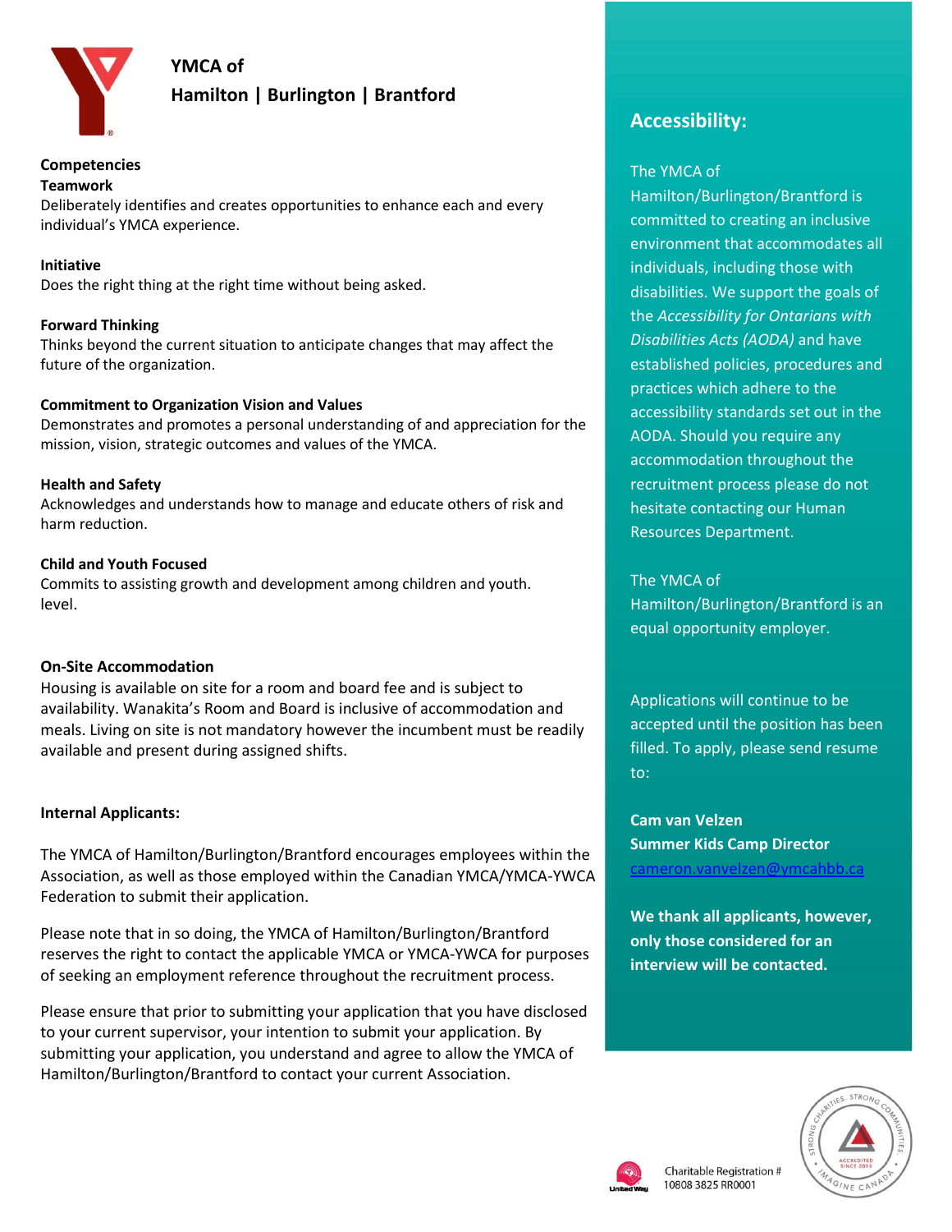**YMCA of**
**Hamilton | Burlington | Brantford**

**Competencies**

**Teamwork**
Deliberately identifies and creates opportunities to enhance each and every individual's YMCA experience.

**Initiative**
Does the right thing at the right time without being asked.

**Forward Thinking**
Thinks beyond the current situation to anticipate changes that may affect the future of the organization.

**Commitment to Organization Vision and Values**
Demonstrates and promotes a personal understanding of and appreciation for the mission, vision, strategic outcomes and values of the YMCA.

**Health and Safety**
Acknowledges and understands how to manage and educate others of risk and harm reduction.

**Child and Youth Focused**
Commits to assisting growth and development among children and youth. level.

**On-Site Accommodation**
Housing is available on site for a room and board fee and is subject to availability. Wanakita's Room and Board is inclusive of accommodation and meals. Living on site is not mandatory however the incumbent must be readily available and present during assigned shifts.

**Internal Applicants:**

The YMCA of Hamilton/Burlington/Brantford encourages employees within the Association, as well as those employed within the Canadian YMCA/YMCA-YWCA Federation to submit their application.

Please note that in so doing, the YMCA of Hamilton/Burlington/Brantford reserves the right to contact the applicable YMCA or YMCA-YWCA for purposes of seeking an employment reference throughout the recruitment process.

Please ensure that prior to submitting your application that you have disclosed to your current supervisor, your intention to submit your application. By submitting your application, you understand and agree to allow the YMCA of Hamilton/Burlington/Brantford to contact your current Association.

## Accessibility:

The YMCA of Hamilton/Burlington/Brantford is committed to creating an inclusive environment that accommodates all individuals, including those with disabilities. We support the goals of the *Accessibility for Ontarians with Disabilities Acts (AODA)* and have established policies, procedures and practices which adhere to the accessibility standards set out in the AODA. Should you require any accommodation throughout the recruitment process please do not hesitate contacting our Human Resources Department.

The YMCA of Hamilton/Burlington/Brantford is an equal opportunity employer.

Applications will continue to be accepted until the position has been filled. To apply, please send resume to:

**Cam van Velzen**
**Summer Kids Camp Director**
cameron.vanvelzen@ymcahbb.ca

**We thank all applicants, however, only those considered for an interview will be contacted.**

Charitable Registration # 10808 3825 RR0001